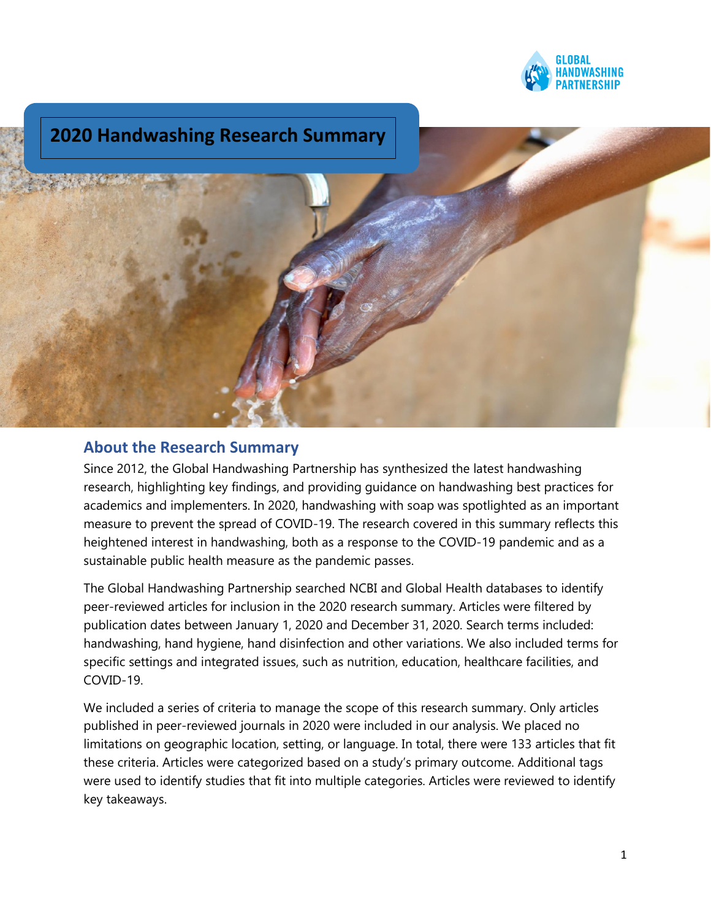# 2020 Handwashing Research Summary

## About the Research Summary

Since 2012, the Global Handwashing Partnership has synthesized the latest handwashing research, highlighting key findings, and providing guidance on handwashing best practices for academics and implementers. In 2020, handwashing with soap was spotlighted as an important measure to prevent the spread of COVID-19. The research covered in this summary reflects this heightened interest in handwashing, both as a response to the COVID-19 pandemic and as a sustainable public health measure as the pandemic passes.

The Global Handwashing Partnership searched NCBI and Global Health databases to identify peer-reviewed articles for inclusion in the 2020 research summary. Articles were filtered by publication dates between January 1, 2020 and December 31, 2020. Search terms included: handwashing, hand hygiene, hand disinfection and other variations. We also included terms for specific settings and integrated issues, such as nutrition, education, healthcare facilities, and COVID-19.

We included a series of criteria to manage the scope of this research summary. Only articles published in peer-reviewed journals in 2020 were included in our analysis. We placed no limitations on geographic location, setting, or language. In total, there were 133 articles that fit these criteria. Articles were categorized based on a study's primary outcome. Additional tags were used to identify studies that fit into multiple categories. Articles were reviewed to identify key takeaways.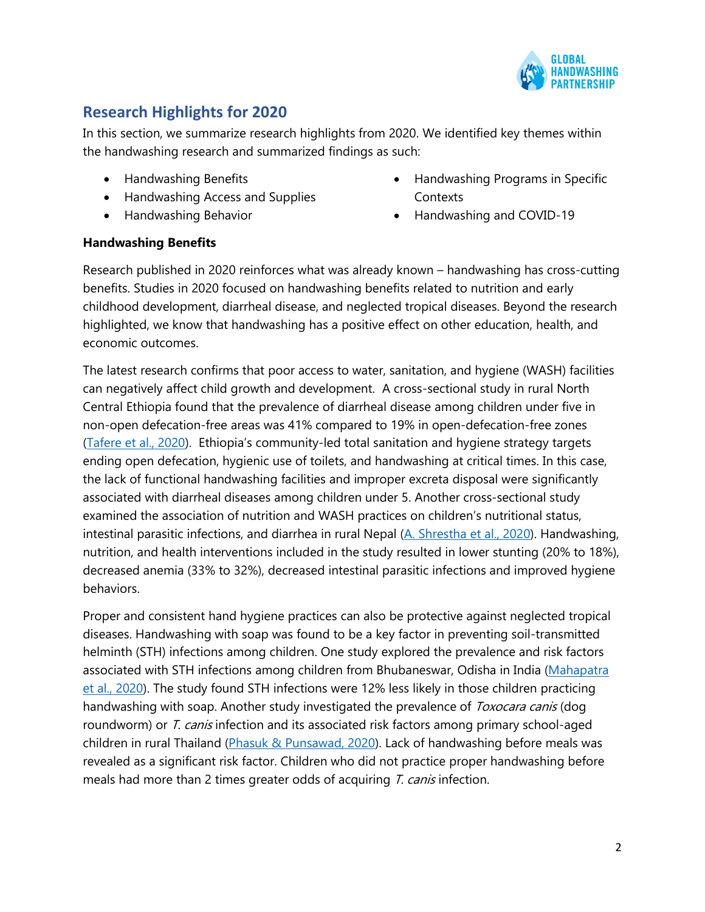## Research Highlights for 2020

In this section, we summarize research highlights from 2020. We identified key themes within the handwashing research and summarized findings as such:

- Handwashing Benefits
- Handwashing Access and Supplies
- Handwashing Behavior
- Handwashing Programs in Specific Contexts
- Handwashing and COVID-19

**Handwashing Benefits**

Research published in 2020 reinforces what was already known – handwashing has cross-cutting benefits. Studies in 2020 focused on handwashing benefits related to nutrition and early childhood development, diarrheal disease, and neglected tropical diseases. Beyond the research highlighted, we know that handwashing has a positive effect on other education, health, and economic outcomes.

The latest research confirms that poor access to water, sanitation, and hygiene (WASH) facilities can negatively affect child growth and development. A cross-sectional study in rural North Central Ethiopia found that the prevalence of diarrheal disease among children under five in non-open defecation-free areas was 41% compared to 19% in open-defecation-free zones (Tafere et al., 2020). Ethiopia's community-led total sanitation and hygiene strategy targets ending open defecation, hygienic use of toilets, and handwashing at critical times. In this case, the lack of functional handwashing facilities and improper excreta disposal were significantly associated with diarrheal diseases among children under 5. Another cross-sectional study examined the association of nutrition and WASH practices on children's nutritional status, intestinal parasitic infections, and diarrhea in rural Nepal (A. Shrestha et al., 2020). Handwashing, nutrition, and health interventions included in the study resulted in lower stunting (20% to 18%), decreased anemia (33% to 32%), decreased intestinal parasitic infections and improved hygiene behaviors.

Proper and consistent hand hygiene practices can also be protective against neglected tropical diseases. Handwashing with soap was found to be a key factor in preventing soil-transmitted helminth (STH) infections among children. One study explored the prevalence and risk factors associated with STH infections among children from Bhubaneswar, Odisha in India (Mahapatra et al., 2020). The study found STH infections were 12% less likely in those children practicing handwashing with soap. Another study investigated the prevalence of *Toxocara canis* (dog roundworm) or *T. canis* infection and its associated risk factors among primary school-aged children in rural Thailand (Phasuk & Punsawad, 2020). Lack of handwashing before meals was revealed as a significant risk factor. Children who did not practice proper handwashing before meals had more than 2 times greater odds of acquiring *T. canis* infection.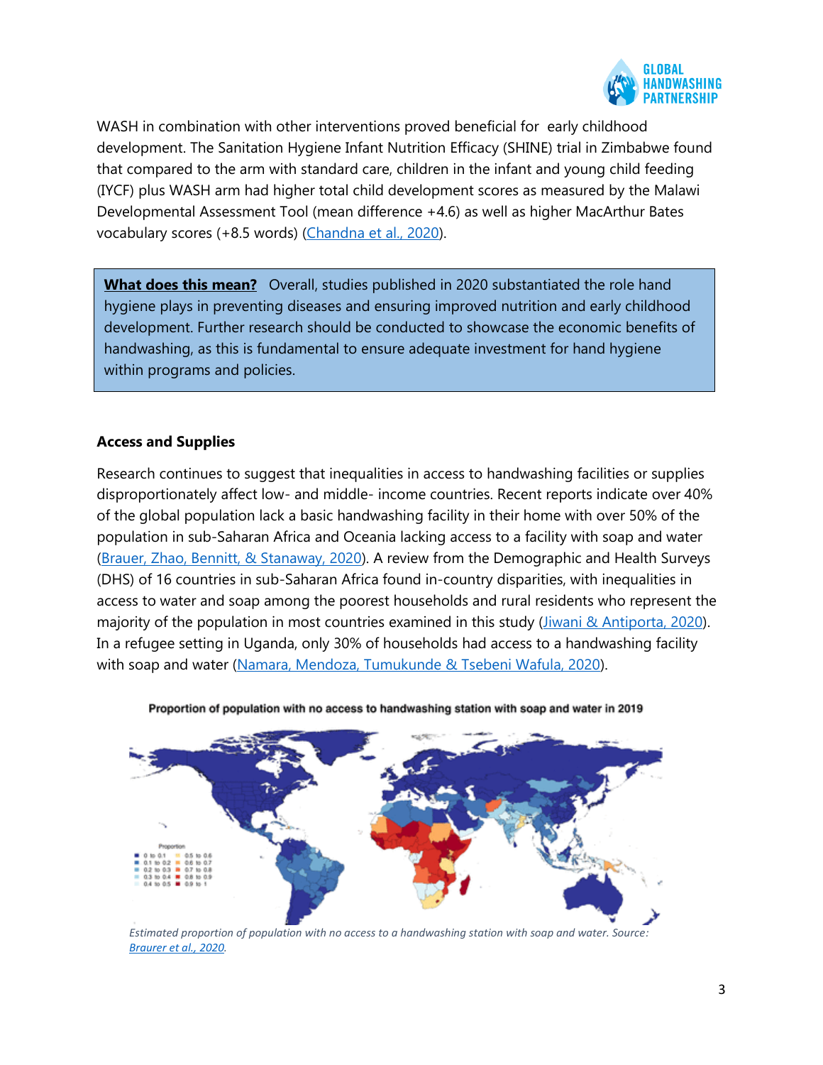WASH in combination with other interventions proved beneficial for early childhood development. The Sanitation Hygiene Infant Nutrition Efficacy (SHINE) trial in Zimbabwe found that compared to the arm with standard care, children in the infant and young child feeding (IYCF) plus WASH arm had higher total child development scores as measured by the Malawi Developmental Assessment Tool (mean difference +4.6) as well as higher MacArthur Bates vocabulary scores (+8.5 words) ([Chandna et al., 2020](#)).

> **What does this mean?** Overall, studies published in 2020 substantiated the role hand hygiene plays in preventing diseases and ensuring improved nutrition and early childhood development. Further research should be conducted to showcase the economic benefits of handwashing, as this is fundamental to ensure adequate investment for hand hygiene within programs and policies.

### Access and Supplies

Research continues to suggest that inequalities in access to handwashing facilities or supplies disproportionately affect low- and middle- income countries. Recent reports indicate over 40% of the global population lack a basic handwashing facility in their home with over 50% of the population in sub-Saharan Africa and Oceania lacking access to a facility with soap and water ([Brauer, Zhao, Bennitt, & Stanaway, 2020](#)). A review from the Demographic and Health Surveys (DHS) of 16 countries in sub-Saharan Africa found in-country disparities, with inequalities in access to water and soap among the poorest households and rural residents who represent the majority of the population in most countries examined in this study ([Jiwani & Antiporta, 2020](#)). In a refugee setting in Uganda, only 30% of households had access to a handwashing facility with soap and water ([Namara, Mendoza, Tumukunde & Tsebeni Wafula, 2020](#)).

**Proportion of population with no access to handwashing station with soap and water in 2019**

*Estimated proportion of population with no access to a handwashing station with soap and water. Source: [Braurer et al., 2020](#).*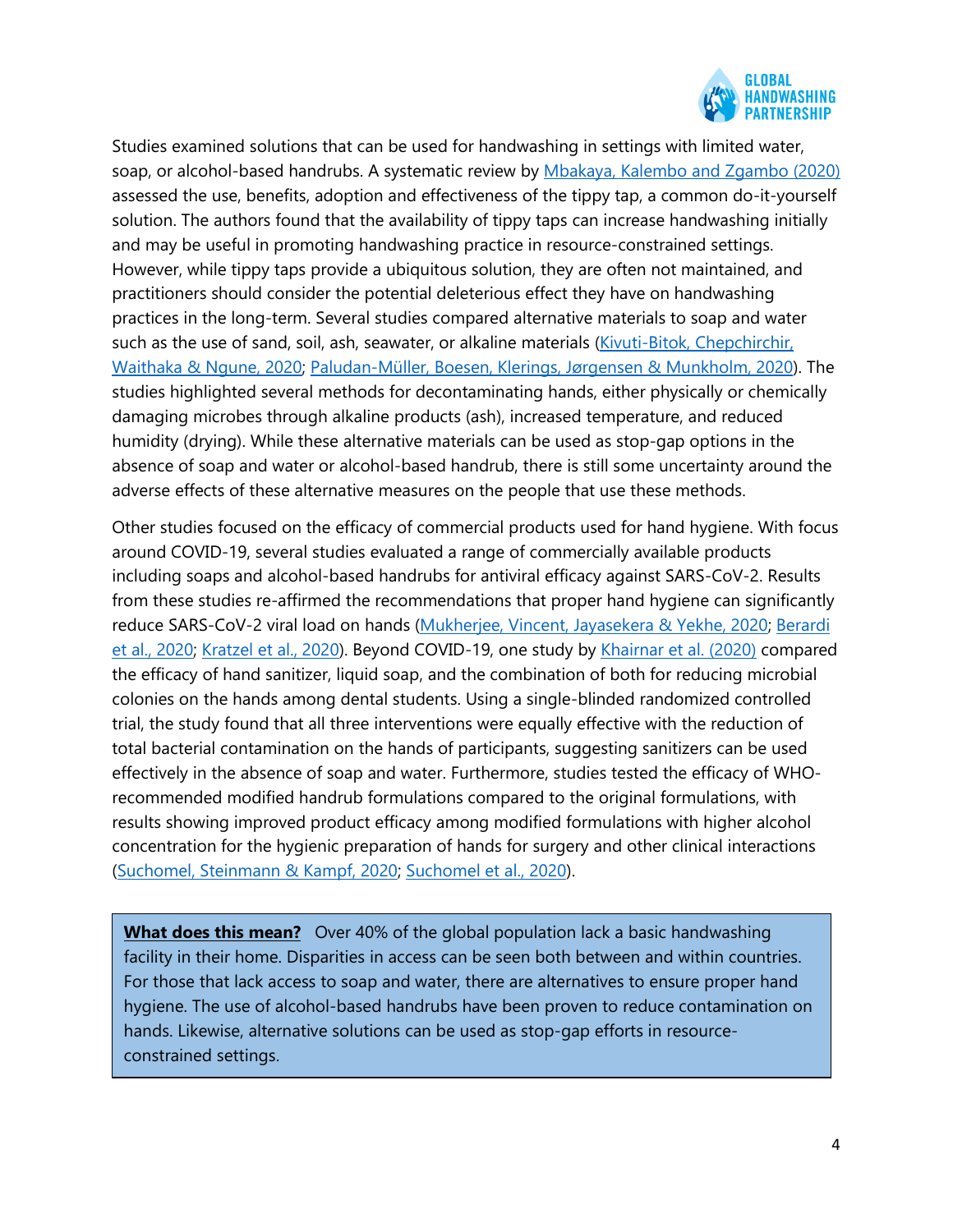Studies examined solutions that can be used for handwashing in settings with limited water, soap, or alcohol-based handrubs. A systematic review by Mbakaya, Kalembo and Zgambo (2020) assessed the use, benefits, adoption and effectiveness of the tippy tap, a common do-it-yourself solution. The authors found that the availability of tippy taps can increase handwashing initially and may be useful in promoting handwashing practice in resource-constrained settings. However, while tippy taps provide a ubiquitous solution, they are often not maintained, and practitioners should consider the potential deleterious effect they have on handwashing practices in the long-term. Several studies compared alternative materials to soap and water such as the use of sand, soil, ash, seawater, or alkaline materials (Kivuti-Bitok, Chepchirchir, Waithaka & Ngune, 2020; Paludan-Müller, Boesen, Klerings, Jørgensen & Munkholm, 2020). The studies highlighted several methods for decontaminating hands, either physically or chemically damaging microbes through alkaline products (ash), increased temperature, and reduced humidity (drying). While these alternative materials can be used as stop-gap options in the absence of soap and water or alcohol-based handrub, there is still some uncertainty around the adverse effects of these alternative measures on the people that use these methods.

Other studies focused on the efficacy of commercial products used for hand hygiene. With focus around COVID-19, several studies evaluated a range of commercially available products including soaps and alcohol-based handrubs for antiviral efficacy against SARS-CoV-2. Results from these studies re-affirmed the recommendations that proper hand hygiene can significantly reduce SARS-CoV-2 viral load on hands (Mukherjee, Vincent, Jayasekera & Yekhe, 2020; Berardi et al., 2020; Kratzel et al., 2020). Beyond COVID-19, one study by Khairnar et al. (2020) compared the efficacy of hand sanitizer, liquid soap, and the combination of both for reducing microbial colonies on the hands among dental students. Using a single-blinded randomized controlled trial, the study found that all three interventions were equally effective with the reduction of total bacterial contamination on the hands of participants, suggesting sanitizers can be used effectively in the absence of soap and water. Furthermore, studies tested the efficacy of WHO-recommended modified handrub formulations compared to the original formulations, with results showing improved product efficacy among modified formulations with higher alcohol concentration for the hygienic preparation of hands for surgery and other clinical interactions (Suchomel, Steinmann & Kampf, 2020; Suchomel et al., 2020).

> **What does this mean?** Over 40% of the global population lack a basic handwashing facility in their home. Disparities in access can be seen both between and within countries. For those that lack access to soap and water, there are alternatives to ensure proper hand hygiene. The use of alcohol-based handrubs have been proven to reduce contamination on hands. Likewise, alternative solutions can be used as stop-gap efforts in resource-constrained settings.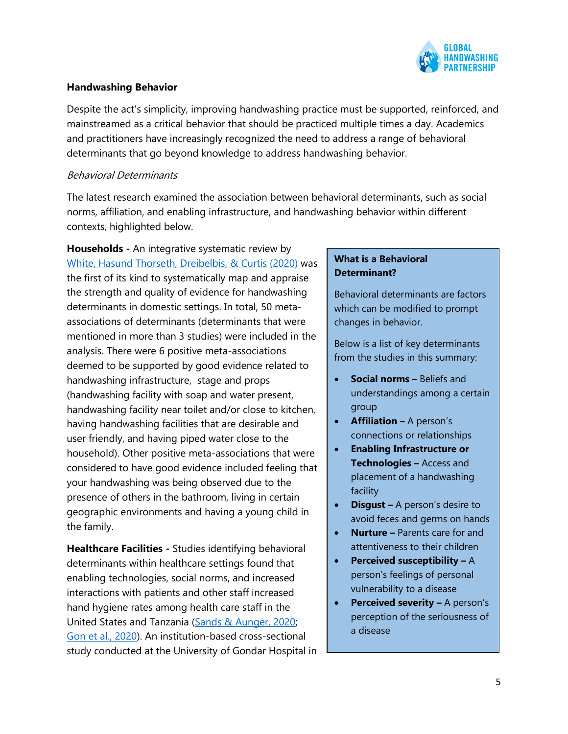**Handwashing Behavior**

Despite the act's simplicity, improving handwashing practice must be supported, reinforced, and mainstreamed as a critical behavior that should be practiced multiple times a day. Academics and practitioners have increasingly recognized the need to address a range of behavioral determinants that go beyond knowledge to address handwashing behavior.

*Behavioral Determinants*

The latest research examined the association between behavioral determinants, such as social norms, affiliation, and enabling infrastructure, and handwashing behavior within different contexts, highlighted below.

**Households -** An integrative systematic review by White, Hasund Thorseth, Dreibelbis, & Curtis (2020) was the first of its kind to systematically map and appraise the strength and quality of evidence for handwashing determinants in domestic settings. In total, 50 meta-associations of determinants (determinants that were mentioned in more than 3 studies) were included in the analysis. There were 6 positive meta-associations deemed to be supported by good evidence related to handwashing infrastructure, stage and props (handwashing facility with soap and water present, handwashing facility near toilet and/or close to kitchen, having handwashing facilities that are desirable and user friendly, and having piped water close to the household). Other positive meta-associations that were considered to have good evidence included feeling that your handwashing was being observed due to the presence of others in the bathroom, living in certain geographic environments and having a young child in the family.

**Healthcare Facilities -** Studies identifying behavioral determinants within healthcare settings found that enabling technologies, social norms, and increased interactions with patients and other staff increased hand hygiene rates among health care staff in the United States and Tanzania (Sands & Aunger, 2020; Gon et al., 2020). An institution-based cross-sectional study conducted at the University of Gondar Hospital in

> **What is a Behavioral Determinant?**
>
> Behavioral determinants are factors which can be modified to prompt changes in behavior.
>
> Below is a list of key determinants from the studies in this summary:
>
> - **Social norms –** Beliefs and understandings among a certain group
> - **Affiliation –** A person's connections or relationships
> - **Enabling Infrastructure or Technologies –** Access and placement of a handwashing facility
> - **Disgust –** A person's desire to avoid feces and germs on hands
> - **Nurture –** Parents care for and attentiveness to their children
> - **Perceived susceptibility –** A person's feelings of personal vulnerability to a disease
> - **Perceived severity –** A person's perception of the seriousness of a disease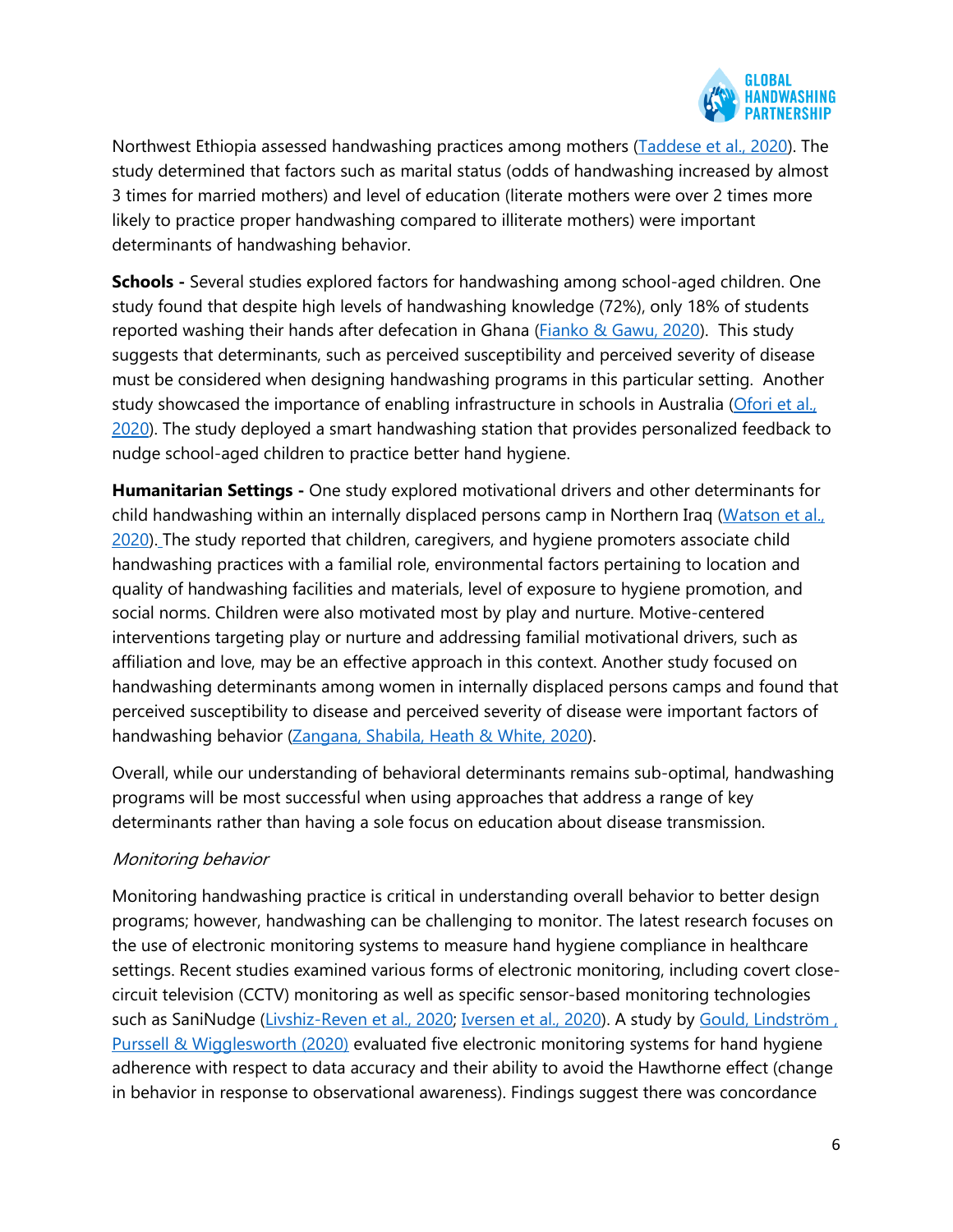Northwest Ethiopia assessed handwashing practices among mothers (Taddese et al., 2020). The study determined that factors such as marital status (odds of handwashing increased by almost 3 times for married mothers) and level of education (literate mothers were over 2 times more likely to practice proper handwashing compared to illiterate mothers) were important determinants of handwashing behavior.

**Schools -** Several studies explored factors for handwashing among school-aged children. One study found that despite high levels of handwashing knowledge (72%), only 18% of students reported washing their hands after defecation in Ghana (Fianko & Gawu, 2020). This study suggests that determinants, such as perceived susceptibility and perceived severity of disease must be considered when designing handwashing programs in this particular setting. Another study showcased the importance of enabling infrastructure in schools in Australia (Ofori et al., 2020). The study deployed a smart handwashing station that provides personalized feedback to nudge school-aged children to practice better hand hygiene.

**Humanitarian Settings -** One study explored motivational drivers and other determinants for child handwashing within an internally displaced persons camp in Northern Iraq (Watson et al., 2020). The study reported that children, caregivers, and hygiene promoters associate child handwashing practices with a familial role, environmental factors pertaining to location and quality of handwashing facilities and materials, level of exposure to hygiene promotion, and social norms. Children were also motivated most by play and nurture. Motive-centered interventions targeting play or nurture and addressing familial motivational drivers, such as affiliation and love, may be an effective approach in this context. Another study focused on handwashing determinants among women in internally displaced persons camps and found that perceived susceptibility to disease and perceived severity of disease were important factors of handwashing behavior (Zangana, Shabila, Heath & White, 2020).

Overall, while our understanding of behavioral determinants remains sub-optimal, handwashing programs will be most successful when using approaches that address a range of key determinants rather than having a sole focus on education about disease transmission.

*Monitoring behavior*

Monitoring handwashing practice is critical in understanding overall behavior to better design programs; however, handwashing can be challenging to monitor. The latest research focuses on the use of electronic monitoring systems to measure hand hygiene compliance in healthcare settings. Recent studies examined various forms of electronic monitoring, including covert close-circuit television (CCTV) monitoring as well as specific sensor-based monitoring technologies such as SaniNudge (Livshiz-Reven et al., 2020; Iversen et al., 2020). A study by Gould, Lindström , Purssell & Wigglesworth (2020) evaluated five electronic monitoring systems for hand hygiene adherence with respect to data accuracy and their ability to avoid the Hawthorne effect (change in behavior in response to observational awareness). Findings suggest there was concordance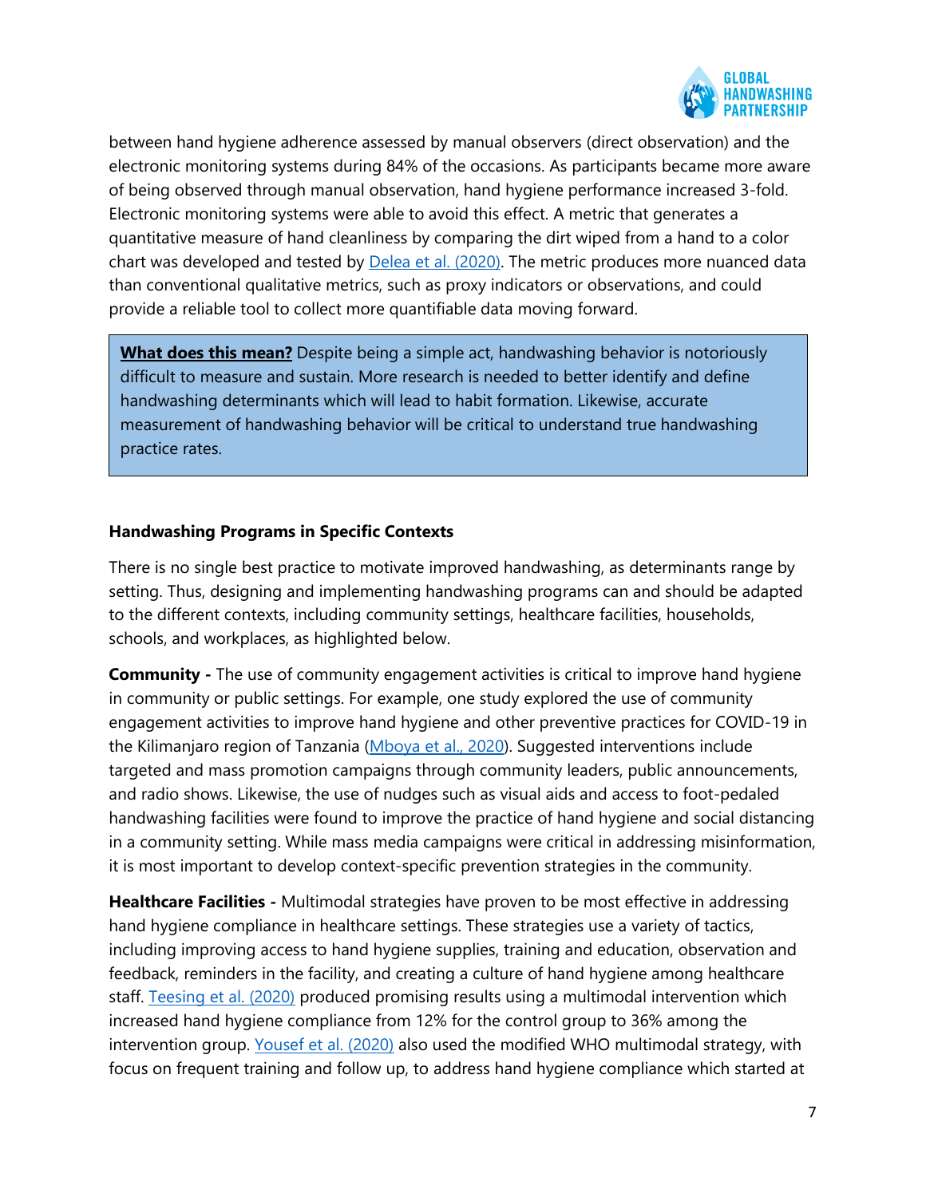between hand hygiene adherence assessed by manual observers (direct observation) and the electronic monitoring systems during 84% of the occasions. As participants became more aware of being observed through manual observation, hand hygiene performance increased 3-fold. Electronic monitoring systems were able to avoid this effect. A metric that generates a quantitative measure of hand cleanliness by comparing the dirt wiped from a hand to a color chart was developed and tested by Delea et al. (2020). The metric produces more nuanced data than conventional qualitative metrics, such as proxy indicators or observations, and could provide a reliable tool to collect more quantifiable data moving forward.

> **What does this mean?** Despite being a simple act, handwashing behavior is notoriously difficult to measure and sustain. More research is needed to better identify and define handwashing determinants which will lead to habit formation. Likewise, accurate measurement of handwashing behavior will be critical to understand true handwashing practice rates.

### Handwashing Programs in Specific Contexts

There is no single best practice to motivate improved handwashing, as determinants range by setting. Thus, designing and implementing handwashing programs can and should be adapted to the different contexts, including community settings, healthcare facilities, households, schools, and workplaces, as highlighted below.

**Community -** The use of community engagement activities is critical to improve hand hygiene in community or public settings. For example, one study explored the use of community engagement activities to improve hand hygiene and other preventive practices for COVID-19 in the Kilimanjaro region of Tanzania (Mboya et al., 2020). Suggested interventions include targeted and mass promotion campaigns through community leaders, public announcements, and radio shows. Likewise, the use of nudges such as visual aids and access to foot-pedaled handwashing facilities were found to improve the practice of hand hygiene and social distancing in a community setting. While mass media campaigns were critical in addressing misinformation, it is most important to develop context-specific prevention strategies in the community.

**Healthcare Facilities -** Multimodal strategies have proven to be most effective in addressing hand hygiene compliance in healthcare settings. These strategies use a variety of tactics, including improving access to hand hygiene supplies, training and education, observation and feedback, reminders in the facility, and creating a culture of hand hygiene among healthcare staff. Teesing et al. (2020) produced promising results using a multimodal intervention which increased hand hygiene compliance from 12% for the control group to 36% among the intervention group. Yousef et al. (2020) also used the modified WHO multimodal strategy, with focus on frequent training and follow up, to address hand hygiene compliance which started at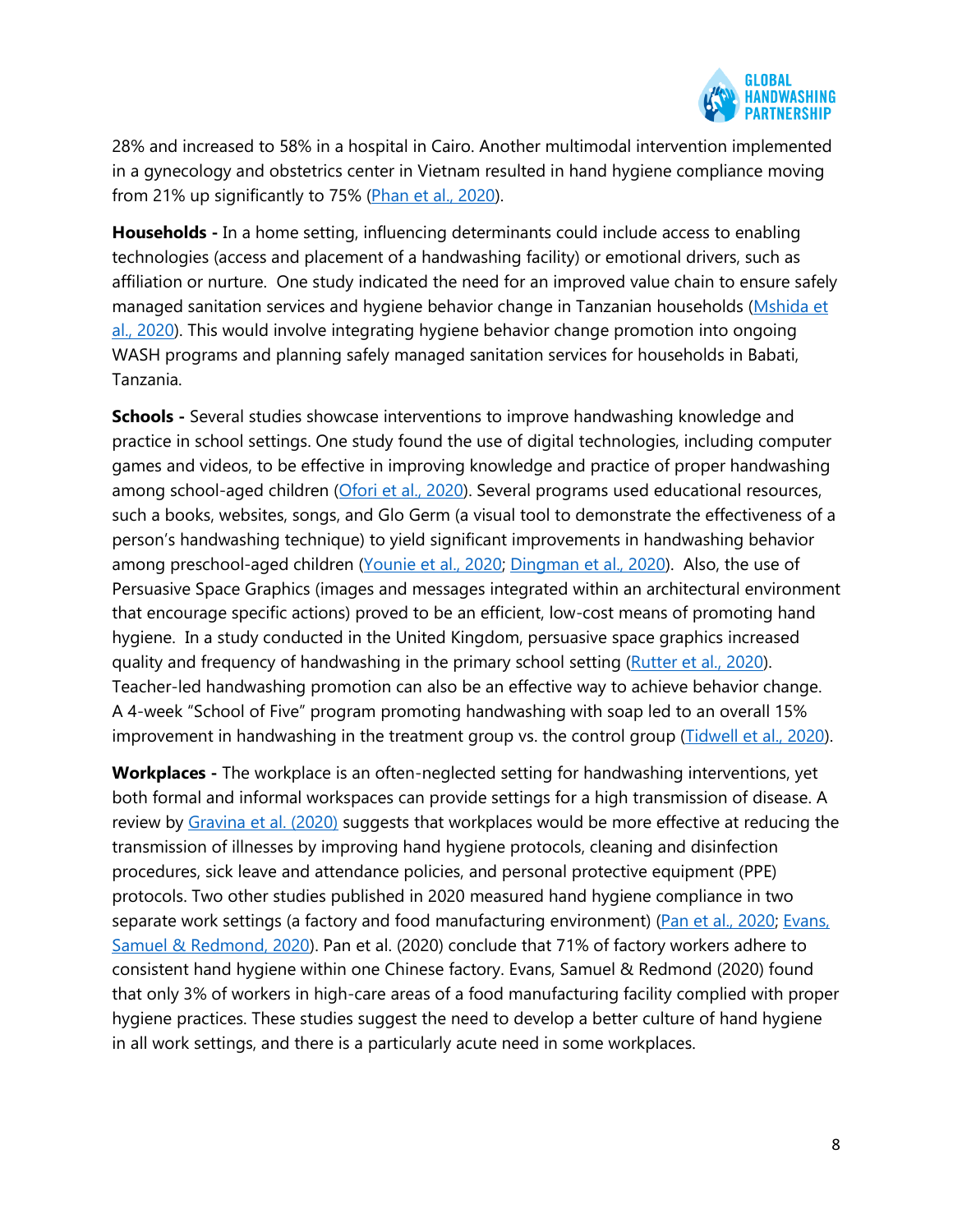28% and increased to 58% in a hospital in Cairo. Another multimodal intervention implemented in a gynecology and obstetrics center in Vietnam resulted in hand hygiene compliance moving from 21% up significantly to 75% (Phan et al., 2020).

**Households -** In a home setting, influencing determinants could include access to enabling technologies (access and placement of a handwashing facility) or emotional drivers, such as affiliation or nurture. One study indicated the need for an improved value chain to ensure safely managed sanitation services and hygiene behavior change in Tanzanian households (Mshida et al., 2020). This would involve integrating hygiene behavior change promotion into ongoing WASH programs and planning safely managed sanitation services for households in Babati, Tanzania.

**Schools -** Several studies showcase interventions to improve handwashing knowledge and practice in school settings. One study found the use of digital technologies, including computer games and videos, to be effective in improving knowledge and practice of proper handwashing among school-aged children (Ofori et al., 2020). Several programs used educational resources, such a books, websites, songs, and Glo Germ (a visual tool to demonstrate the effectiveness of a person's handwashing technique) to yield significant improvements in handwashing behavior among preschool-aged children (Younie et al., 2020; Dingman et al., 2020). Also, the use of Persuasive Space Graphics (images and messages integrated within an architectural environment that encourage specific actions) proved to be an efficient, low-cost means of promoting hand hygiene. In a study conducted in the United Kingdom, persuasive space graphics increased quality and frequency of handwashing in the primary school setting (Rutter et al., 2020). Teacher-led handwashing promotion can also be an effective way to achieve behavior change. A 4-week "School of Five" program promoting handwashing with soap led to an overall 15% improvement in handwashing in the treatment group vs. the control group (Tidwell et al., 2020).

**Workplaces -** The workplace is an often-neglected setting for handwashing interventions, yet both formal and informal workspaces can provide settings for a high transmission of disease. A review by Gravina et al. (2020) suggests that workplaces would be more effective at reducing the transmission of illnesses by improving hand hygiene protocols, cleaning and disinfection procedures, sick leave and attendance policies, and personal protective equipment (PPE) protocols. Two other studies published in 2020 measured hand hygiene compliance in two separate work settings (a factory and food manufacturing environment) (Pan et al., 2020; Evans, Samuel & Redmond, 2020). Pan et al. (2020) conclude that 71% of factory workers adhere to consistent hand hygiene within one Chinese factory. Evans, Samuel & Redmond (2020) found that only 3% of workers in high-care areas of a food manufacturing facility complied with proper hygiene practices. These studies suggest the need to develop a better culture of hand hygiene in all work settings, and there is a particularly acute need in some workplaces.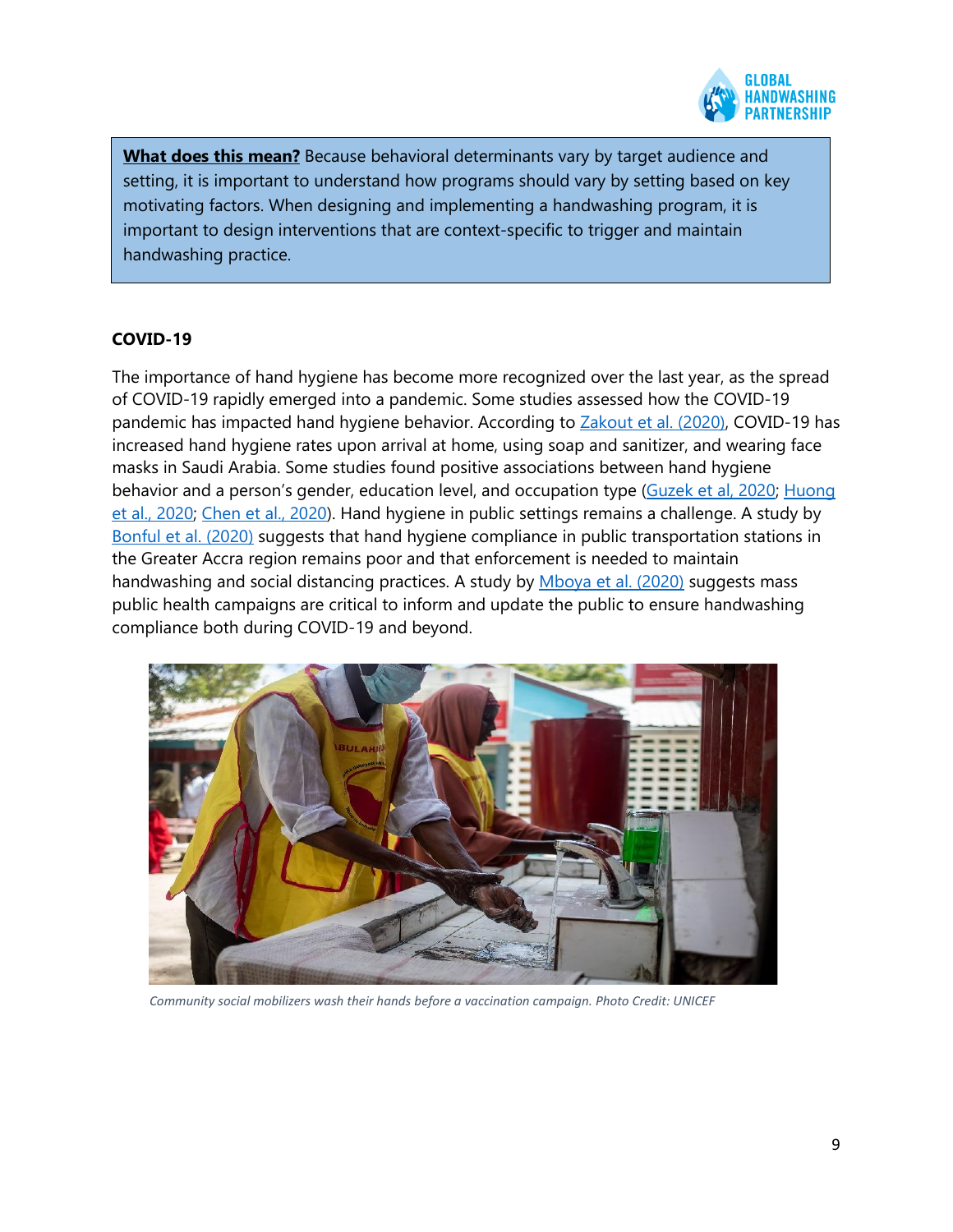**What does this mean?** Because behavioral determinants vary by target audience and setting, it is important to understand how programs should vary by setting based on key motivating factors. When designing and implementing a handwashing program, it is important to design interventions that are context-specific to trigger and maintain handwashing practice.

## COVID-19

The importance of hand hygiene has become more recognized over the last year, as the spread of COVID-19 rapidly emerged into a pandemic. Some studies assessed how the COVID-19 pandemic has impacted hand hygiene behavior. According to Zakout et al. (2020), COVID-19 has increased hand hygiene rates upon arrival at home, using soap and sanitizer, and wearing face masks in Saudi Arabia. Some studies found positive associations between hand hygiene behavior and a person's gender, education level, and occupation type (Guzek et al, 2020; Huong et al., 2020; Chen et al., 2020). Hand hygiene in public settings remains a challenge. A study by Bonful et al. (2020) suggests that hand hygiene compliance in public transportation stations in the Greater Accra region remains poor and that enforcement is needed to maintain handwashing and social distancing practices. A study by Mboya et al. (2020) suggests mass public health campaigns are critical to inform and update the public to ensure handwashing compliance both during COVID-19 and beyond.

*Community social mobilizers wash their hands before a vaccination campaign. Photo Credit: UNICEF*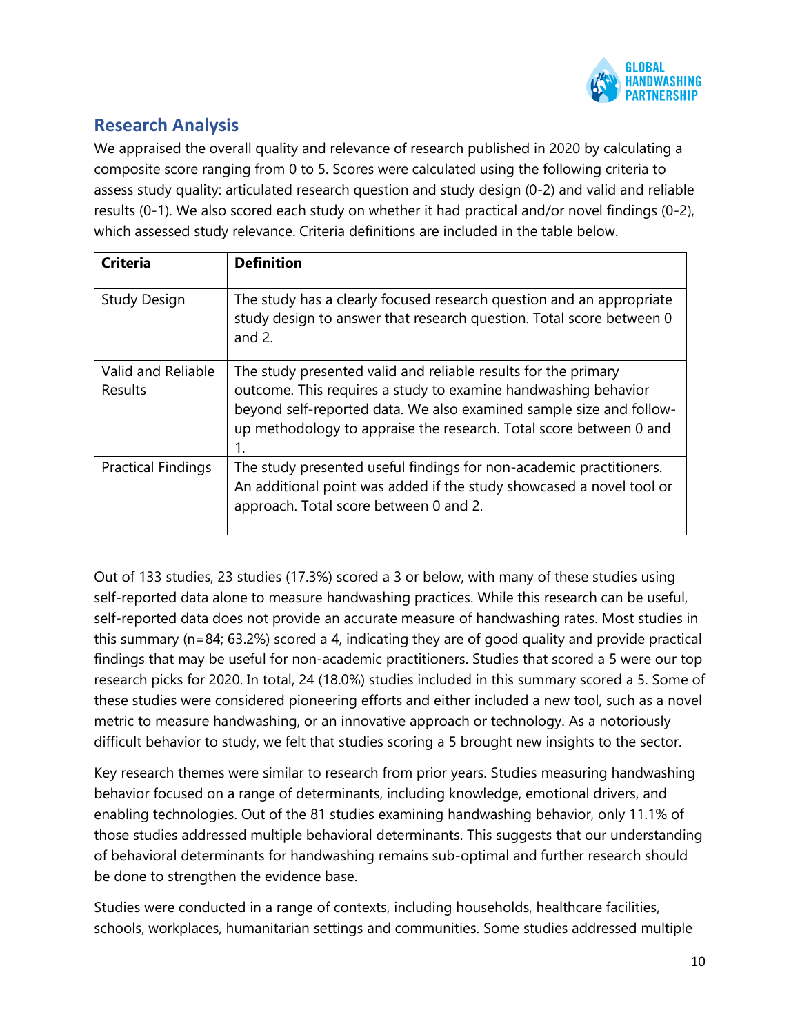## Research Analysis

We appraised the overall quality and relevance of research published in 2020 by calculating a composite score ranging from 0 to 5. Scores were calculated using the following criteria to assess study quality: articulated research question and study design (0-2) and valid and reliable results (0-1). We also scored each study on whether it had practical and/or novel findings (0-2), which assessed study relevance. Criteria definitions are included in the table below.

| Criteria | Definition |
|---|---|
| Study Design | The study has a clearly focused research question and an appropriate study design to answer that research question. Total score between 0 and 2. |
| Valid and Reliable Results | The study presented valid and reliable results for the primary outcome. This requires a study to examine handwashing behavior beyond self-reported data. We also examined sample size and follow-up methodology to appraise the research. Total score between 0 and 1. |
| Practical Findings | The study presented useful findings for non-academic practitioners. An additional point was added if the study showcased a novel tool or approach. Total score between 0 and 2. |

Out of 133 studies, 23 studies (17.3%) scored a 3 or below, with many of these studies using self-reported data alone to measure handwashing practices. While this research can be useful, self-reported data does not provide an accurate measure of handwashing rates. Most studies in this summary (n=84; 63.2%) scored a 4, indicating they are of good quality and provide practical findings that may be useful for non-academic practitioners. Studies that scored a 5 were our top research picks for 2020. In total, 24 (18.0%) studies included in this summary scored a 5. Some of these studies were considered pioneering efforts and either included a new tool, such as a novel metric to measure handwashing, or an innovative approach or technology. As a notoriously difficult behavior to study, we felt that studies scoring a 5 brought new insights to the sector.

Key research themes were similar to research from prior years. Studies measuring handwashing behavior focused on a range of determinants, including knowledge, emotional drivers, and enabling technologies. Out of the 81 studies examining handwashing behavior, only 11.1% of those studies addressed multiple behavioral determinants. This suggests that our understanding of behavioral determinants for handwashing remains sub-optimal and further research should be done to strengthen the evidence base.

Studies were conducted in a range of contexts, including households, healthcare facilities, schools, workplaces, humanitarian settings and communities. Some studies addressed multiple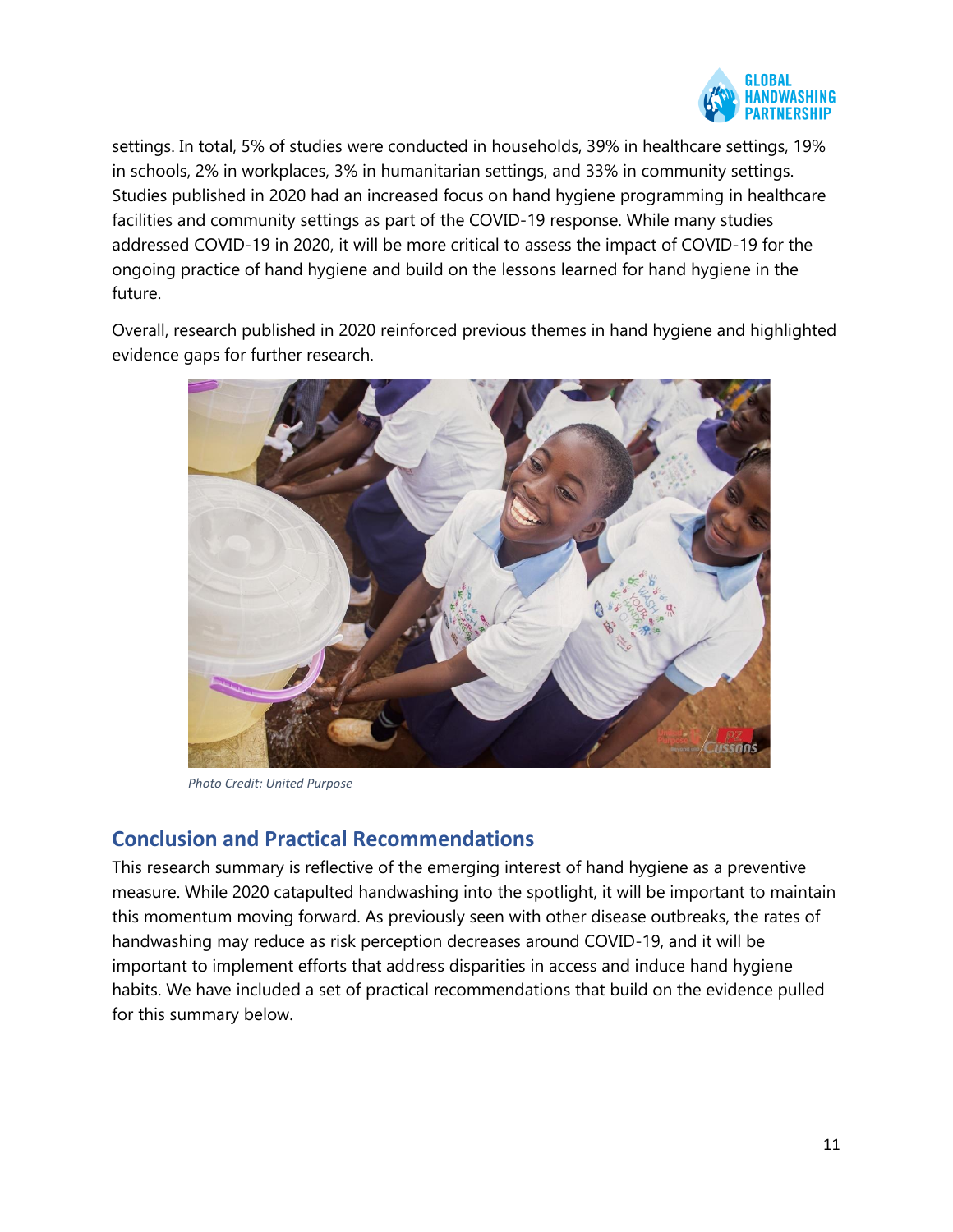settings. In total, 5% of studies were conducted in households, 39% in healthcare settings, 19% in schools, 2% in workplaces, 3% in humanitarian settings, and 33% in community settings. Studies published in 2020 had an increased focus on hand hygiene programming in healthcare facilities and community settings as part of the COVID-19 response. While many studies addressed COVID-19 in 2020, it will be more critical to assess the impact of COVID-19 for the ongoing practice of hand hygiene and build on the lessons learned for hand hygiene in the future.

Overall, research published in 2020 reinforced previous themes in hand hygiene and highlighted evidence gaps for further research.

*Photo Credit: United Purpose*

## Conclusion and Practical Recommendations

This research summary is reflective of the emerging interest of hand hygiene as a preventive measure. While 2020 catapulted handwashing into the spotlight, it will be important to maintain this momentum moving forward. As previously seen with other disease outbreaks, the rates of handwashing may reduce as risk perception decreases around COVID-19, and it will be important to implement efforts that address disparities in access and induce hand hygiene habits. We have included a set of practical recommendations that build on the evidence pulled for this summary below.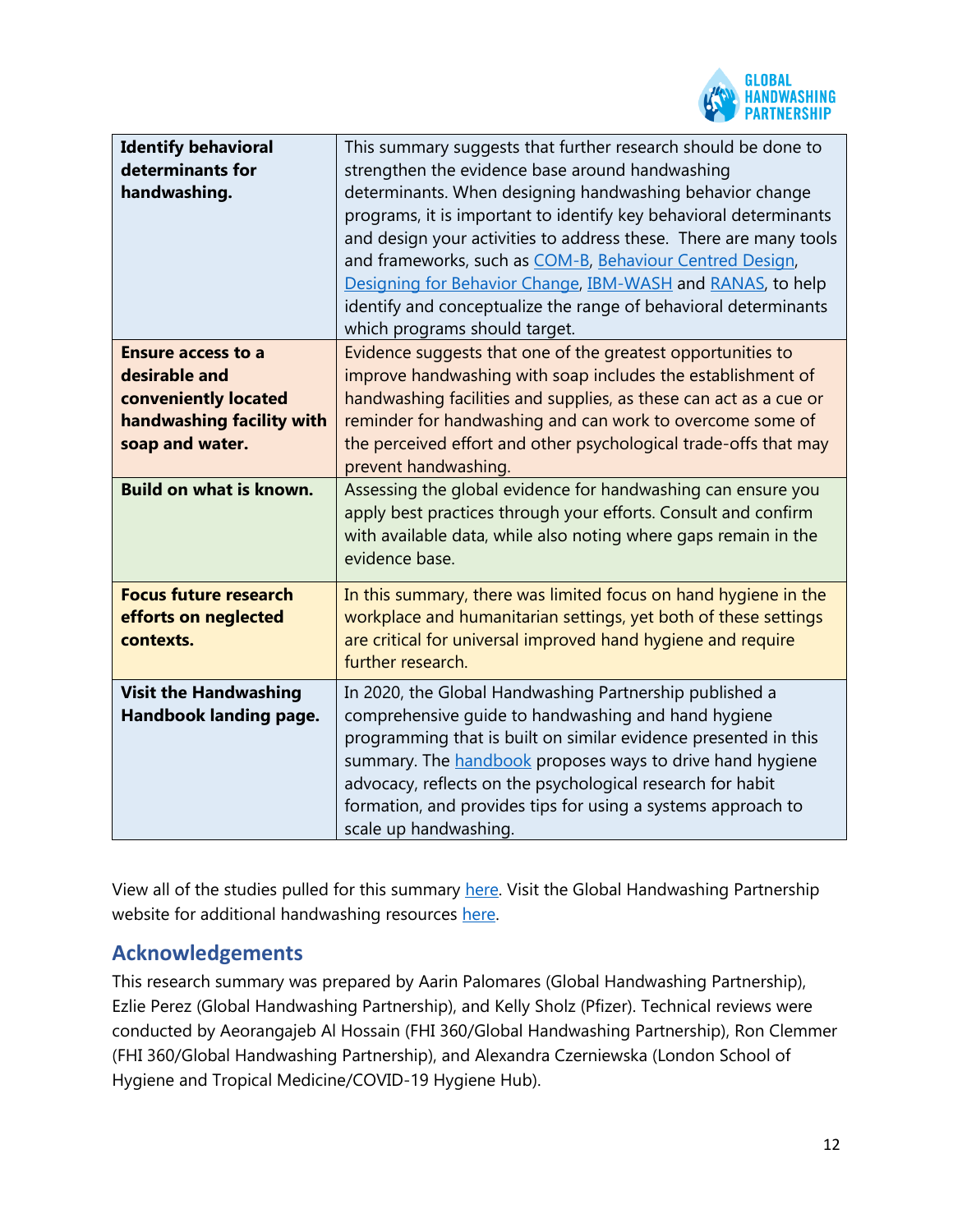| | |
|---|---|
| **Identify behavioral determinants for handwashing.** | This summary suggests that further research should be done to strengthen the evidence base around handwashing determinants. When designing handwashing behavior change programs, it is important to identify key behavioral determinants and design your activities to address these. There are many tools and frameworks, such as COM-B, Behaviour Centred Design, Designing for Behavior Change, IBM-WASH and RANAS, to help identify and conceptualize the range of behavioral determinants which programs should target. |
| **Ensure access to a desirable and conveniently located handwashing facility with soap and water.** | Evidence suggests that one of the greatest opportunities to improve handwashing with soap includes the establishment of handwashing facilities and supplies, as these can act as a cue or reminder for handwashing and can work to overcome some of the perceived effort and other psychological trade-offs that may prevent handwashing. |
| **Build on what is known.** | Assessing the global evidence for handwashing can ensure you apply best practices through your efforts. Consult and confirm with available data, while also noting where gaps remain in the evidence base. |
| **Focus future research efforts on neglected contexts.** | In this summary, there was limited focus on hand hygiene in the workplace and humanitarian settings, yet both of these settings are critical for universal improved hand hygiene and require further research. |
| **Visit the Handwashing Handbook landing page.** | In 2020, the Global Handwashing Partnership published a comprehensive guide to handwashing and hand hygiene programming that is built on similar evidence presented in this summary. The handbook proposes ways to drive hand hygiene advocacy, reflects on the psychological research for habit formation, and provides tips for using a systems approach to scale up handwashing. |

View all of the studies pulled for this summary here. Visit the Global Handwashing Partnership website for additional handwashing resources here.

## Acknowledgements

This research summary was prepared by Aarin Palomares (Global Handwashing Partnership), Ezlie Perez (Global Handwashing Partnership), and Kelly Sholz (Pfizer). Technical reviews were conducted by Aeorangajeb Al Hossain (FHI 360/Global Handwashing Partnership), Ron Clemmer (FHI 360/Global Handwashing Partnership), and Alexandra Czerniewska (London School of Hygiene and Tropical Medicine/COVID-19 Hygiene Hub).